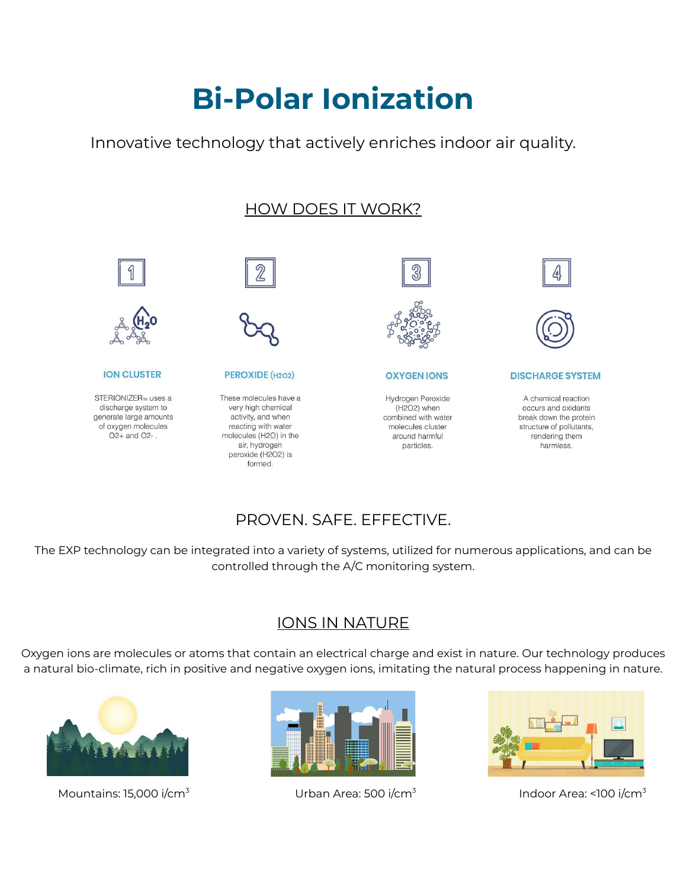# Bi-Polar Ionization

Innovative technology that actively enriches indoor air quality.

## HOW DOES IT WORK?

1

### ION CLUSTER

STERIONIZER™ uses a discharge system to generate large amounts of oxygen molecules O2+ and O2- .

2

### PEROXIDE ($H_2O_2$)

These molecules have a very high chemical activity, and when reacting with water molecules ($H_2O$) in the air, hydrogen peroxide ($H_2O_2$) is formed.

3

### OXYGEN IONS

Hydrogen Peroxide ($H_2O_2$) when combined with water molecules cluster around harmful particles.

4

### DISCHARGE SYSTEM

A chemical reaction occurs and oxidants break down the protein structure of pollutants, rendering them harmless.

## PROVEN. SAFE. EFFECTIVE.

The EXP technology can be integrated into a variety of systems, utilized for numerous applications, and can be controlled through the A/C monitoring system.

## IONS IN NATURE

Oxygen ions are molecules or atoms that contain an electrical charge and exist in nature. Our technology produces a natural bio-climate, rich in positive and negative oxygen ions, imitating the natural process happening in nature.

Mountains: 15,000 i/$cm^3$

Urban Area: 500 i/$cm^3$

Indoor Area: <100 i/$cm^3$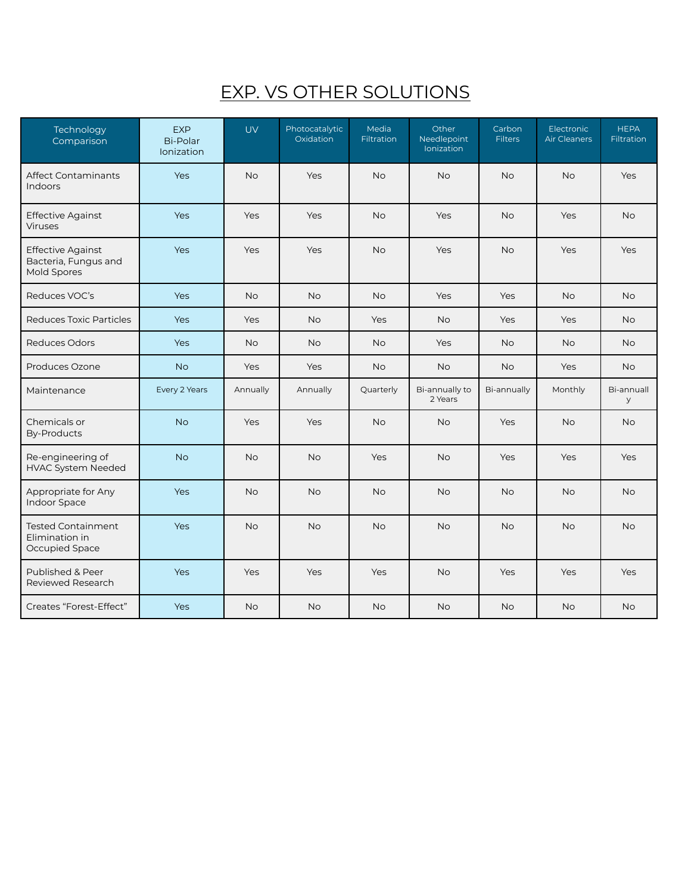# EXP. VS OTHER SOLUTIONS

| Technology Comparison | EXP Bi-Polar Ionization | UV | Photocatalytic Oxidation | Media Filtration | Other Needlepoint Ionization | Carbon Filters | Electronic Air Cleaners | HEPA Filtration |
|---|---|---|---|---|---|---|---|---|
| Affect Contaminants Indoors | Yes | No | Yes | No | No | No | No | Yes |
| Effective Against Viruses | Yes | Yes | Yes | No | Yes | No | Yes | No |
| Effective Against Bacteria, Fungus and Mold Spores | Yes | Yes | Yes | No | Yes | No | Yes | Yes |
| Reduces VOC's | Yes | No | No | No | Yes | Yes | No | No |
| Reduces Toxic Particles | Yes | Yes | No | Yes | No | Yes | Yes | No |
| Reduces Odors | Yes | No | No | No | Yes | No | No | No |
| Produces Ozone | No | Yes | Yes | No | No | No | Yes | No |
| Maintenance | Every 2 Years | Annually | Annually | Quarterly | Bi-annually to 2 Years | Bi-annually | Monthly | Bi-annually |
| Chemicals or By-Products | No | Yes | Yes | No | No | Yes | No | No |
| Re-engineering of HVAC System Needed | No | No | No | Yes | No | Yes | Yes | Yes |
| Appropriate for Any Indoor Space | Yes | No | No | No | No | No | No | No |
| Tested Containment Elimination in Occupied Space | Yes | No | No | No | No | No | No | No |
| Published & Peer Reviewed Research | Yes | Yes | Yes | Yes | No | Yes | Yes | Yes |
| Creates "Forest-Effect" | Yes | No | No | No | No | No | No | No |